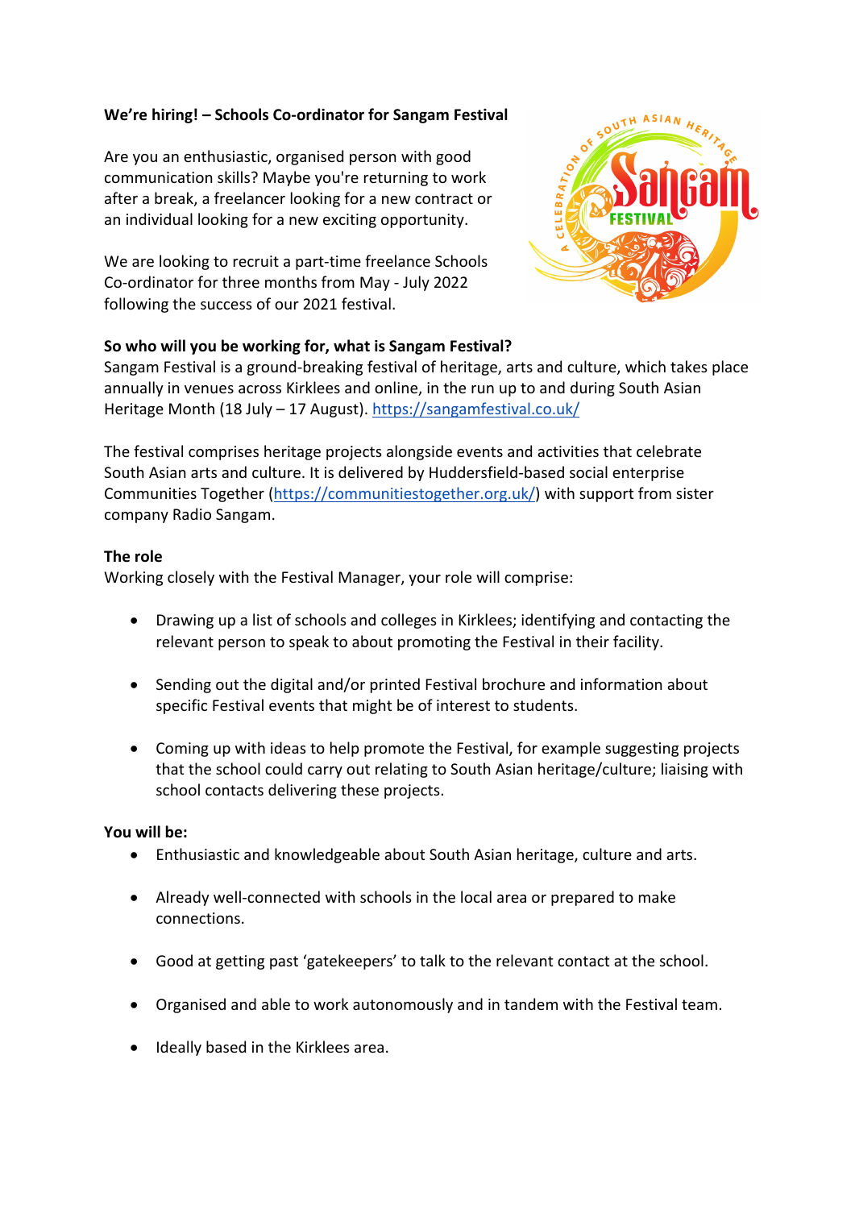**We're hiring! – Schools Co-ordinator for Sangam Festival**

Are you an enthusiastic, organised person with good communication skills? Maybe you're returning to work after a break, a freelancer looking for a new contract or an individual looking for a new exciting opportunity.

We are looking to recruit a part-time freelance Schools Co-ordinator for three months from May - July 2022 following the success of our 2021 festival.

**So who will you be working for, what is Sangam Festival?**

Sangam Festival is a ground-breaking festival of heritage, arts and culture, which takes place annually in venues across Kirklees and online, in the run up to and during South Asian Heritage Month (18 July – 17 August). https://sangamfestival.co.uk/

The festival comprises heritage projects alongside events and activities that celebrate South Asian arts and culture. It is delivered by Huddersfield-based social enterprise Communities Together (https://communitiestogether.org.uk/) with support from sister company Radio Sangam.

**The role**

Working closely with the Festival Manager, your role will comprise:

- Drawing up a list of schools and colleges in Kirklees; identifying and contacting the relevant person to speak to about promoting the Festival in their facility.
- Sending out the digital and/or printed Festival brochure and information about specific Festival events that might be of interest to students.
- Coming up with ideas to help promote the Festival, for example suggesting projects that the school could carry out relating to South Asian heritage/culture; liaising with school contacts delivering these projects.

**You will be:**

- Enthusiastic and knowledgeable about South Asian heritage, culture and arts.
- Already well-connected with schools in the local area or prepared to make connections.
- Good at getting past 'gatekeepers' to talk to the relevant contact at the school.
- Organised and able to work autonomously and in tandem with the Festival team.
- Ideally based in the Kirklees area.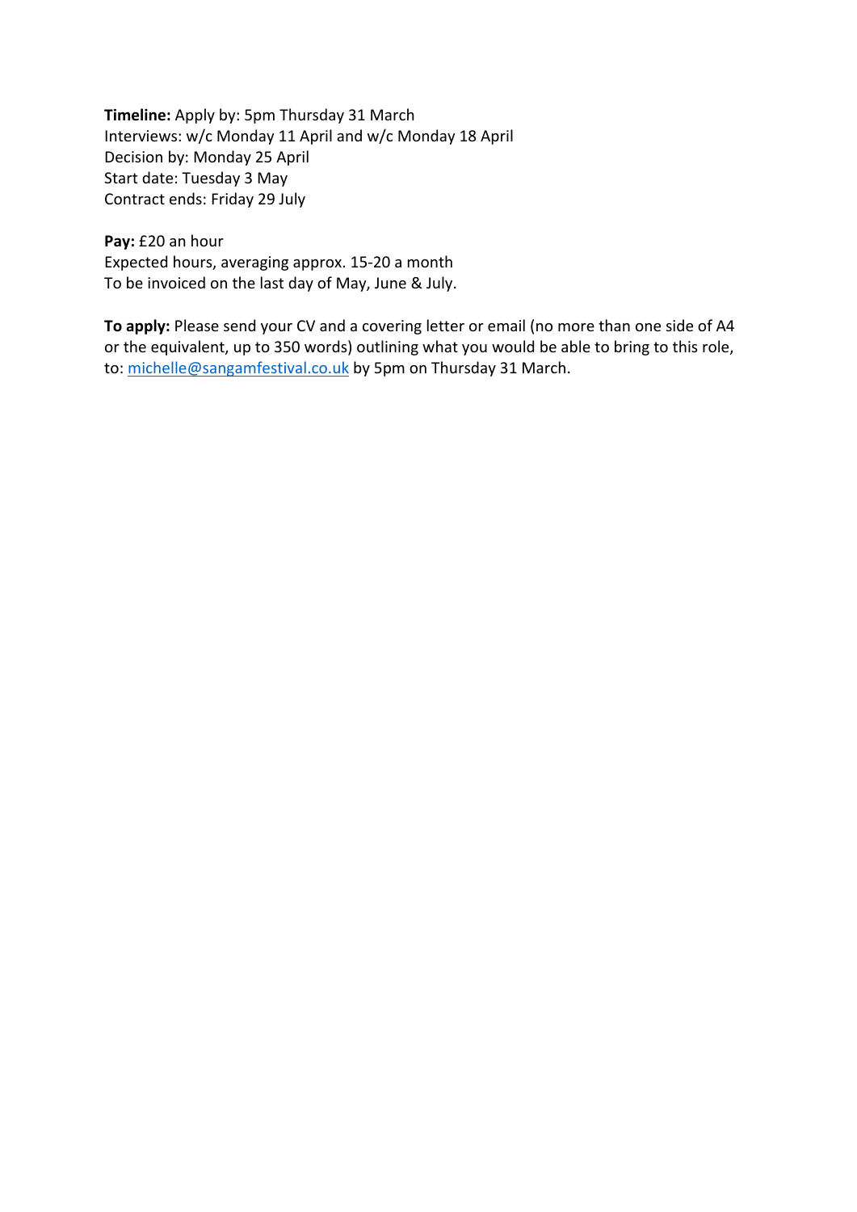**Timeline:** Apply by: 5pm Thursday 31 March
Interviews: w/c Monday 11 April and w/c Monday 18 April
Decision by: Monday 25 April
Start date: Tuesday 3 May
Contract ends: Friday 29 July

**Pay:** £20 an hour
Expected hours, averaging approx. 15-20 a month
To be invoiced on the last day of May, June & July.

**To apply:** Please send your CV and a covering letter or email (no more than one side of A4 or the equivalent, up to 350 words) outlining what you would be able to bring to this role, to: michelle@sangamfestival.co.uk by 5pm on Thursday 31 March.